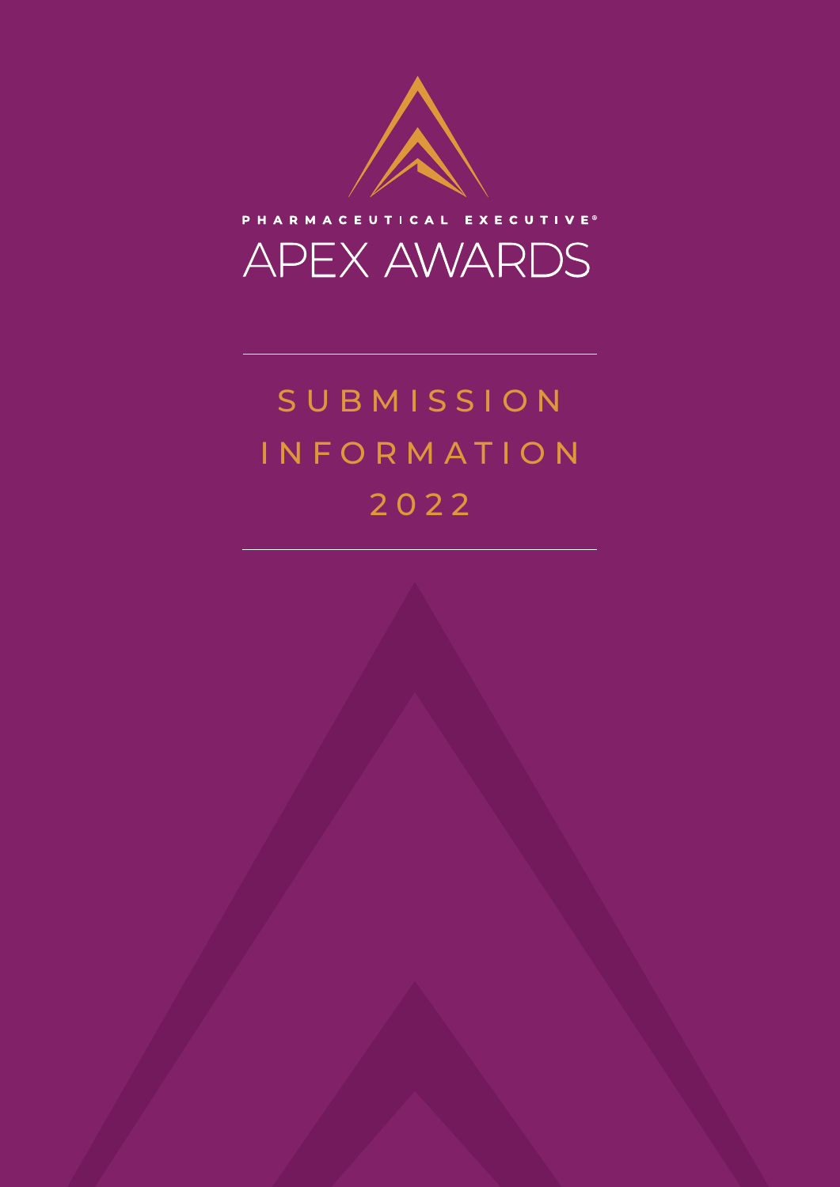PHARMACEUTICAL EXECUTIVE®

# APEX AWARDS

## SUBMISSION INFORMATION 2022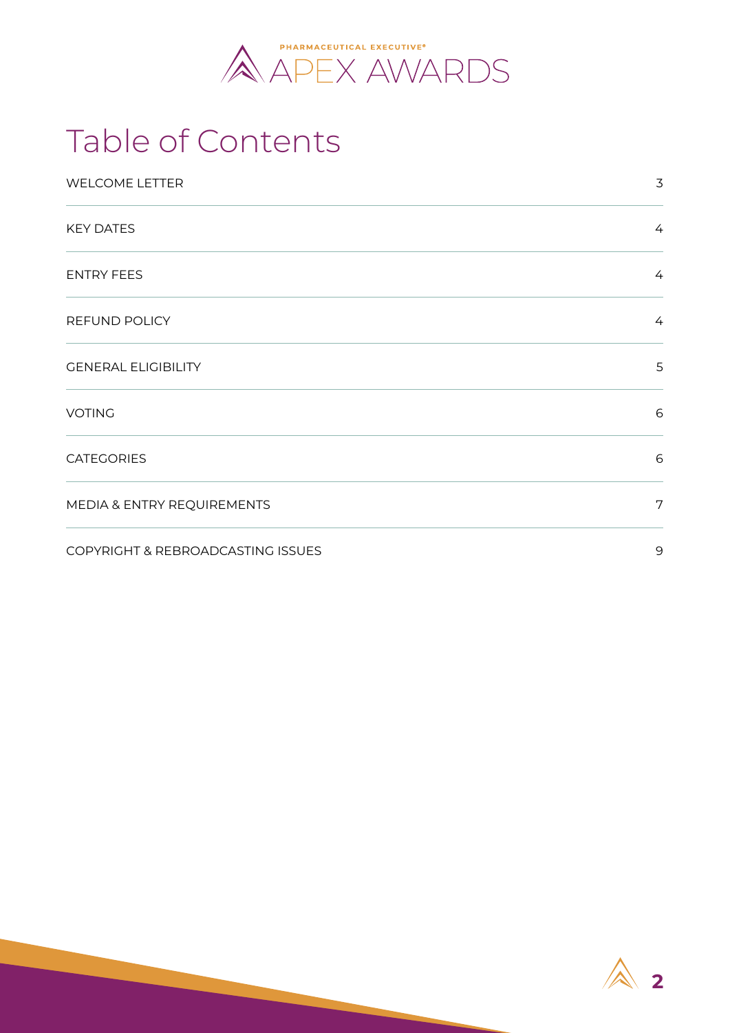PHARMACEUTICAL EXECUTIVE®
APEX AWARDS

# Table of Contents

| | |
|---|---|
| WELCOME LETTER | 3 |
| KEY DATES | 4 |
| ENTRY FEES | 4 |
| REFUND POLICY | 4 |
| GENERAL ELIGIBILITY | 5 |
| VOTING | 6 |
| CATEGORIES | 6 |
| MEDIA & ENTRY REQUIREMENTS | 7 |
| COPYRIGHT & REBROADCASTING ISSUES | 9 |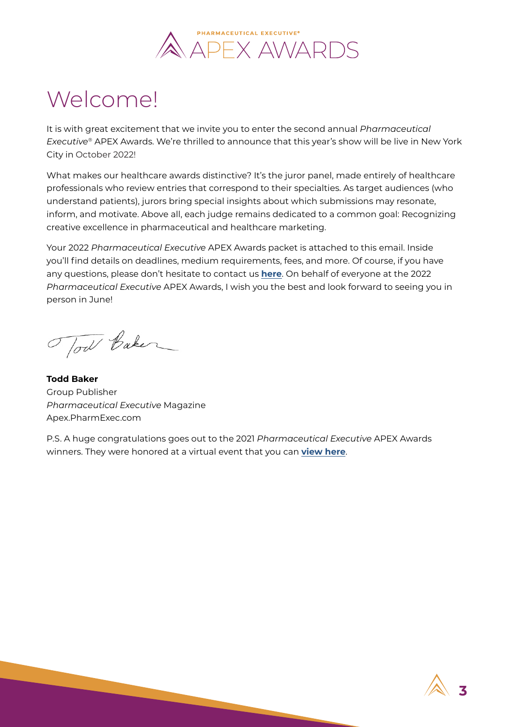PHARMACEUTICAL EXECUTIVE®

APEX AWARDS

# Welcome!

It is with great excitement that we invite you to enter the second annual *Pharmaceutical Executive*® APEX Awards. We're thrilled to announce that this year's show will be live in New York City in October 2022!

What makes our healthcare awards distinctive? It's the juror panel, made entirely of healthcare professionals who review entries that correspond to their specialties. As target audiences (who understand patients), jurors bring special insights about which submissions may resonate, inform, and motivate. Above all, each judge remains dedicated to a common goal: Recognizing creative excellence in pharmaceutical and healthcare marketing.

Your 2022 *Pharmaceutical Executive* APEX Awards packet is attached to this email. Inside you'll find details on deadlines, medium requirements, fees, and more. Of course, if you have any questions, please don't hesitate to contact us **here**. On behalf of everyone at the 2022 *Pharmaceutical Executive* APEX Awards, I wish you the best and look forward to seeing you in person in June!

Todd Baker

**Todd Baker**
Group Publisher
*Pharmaceutical Executive* Magazine
Apex.PharmExec.com

P.S. A huge congratulations goes out to the 2021 *Pharmaceutical Executive* APEX Awards winners. They were honored at a virtual event that you can **view here**.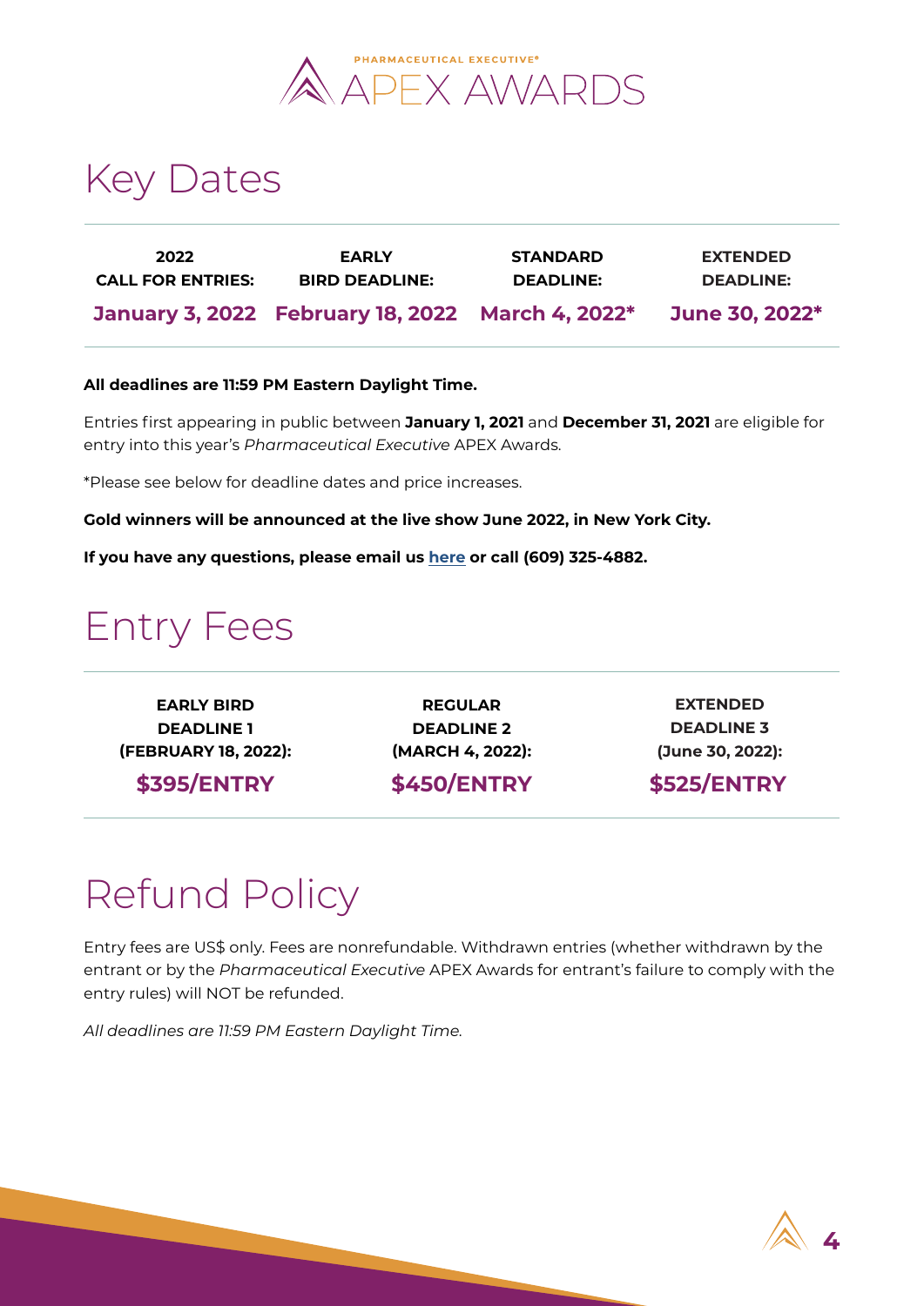# Key Dates

| 2022 CALL FOR ENTRIES: | EARLY BIRD DEADLINE: | STANDARD DEADLINE: | EXTENDED DEADLINE: |
|---|---|---|---|
| **January 3, 2022** | **February 18, 2022** | **March 4, 2022*** | **June 30, 2022*** |

**All deadlines are 11:59 PM Eastern Daylight Time.**

Entries first appearing in public between **January 1, 2021** and **December 31, 2021** are eligible for entry into this year's *Pharmaceutical Executive* APEX Awards.

*Please see below for deadline dates and price increases.

**Gold winners will be announced at the live show June 2022, in New York City.**

**If you have any questions, please email us here or call (609) 325-4882.**

# Entry Fees

| EARLY BIRD DEADLINE 1 (FEBRUARY 18, 2022): | REGULAR DEADLINE 2 (MARCH 4, 2022): | EXTENDED DEADLINE 3 (June 30, 2022): |
|---|---|---|
| **$395/ENTRY** | **$450/ENTRY** | **$525/ENTRY** |

# Refund Policy

Entry fees are US$ only. Fees are nonrefundable. Withdrawn entries (whether withdrawn by the entrant or by the *Pharmaceutical Executive* APEX Awards for entrant's failure to comply with the entry rules) will NOT be refunded.

*All deadlines are 11:59 PM Eastern Daylight Time.*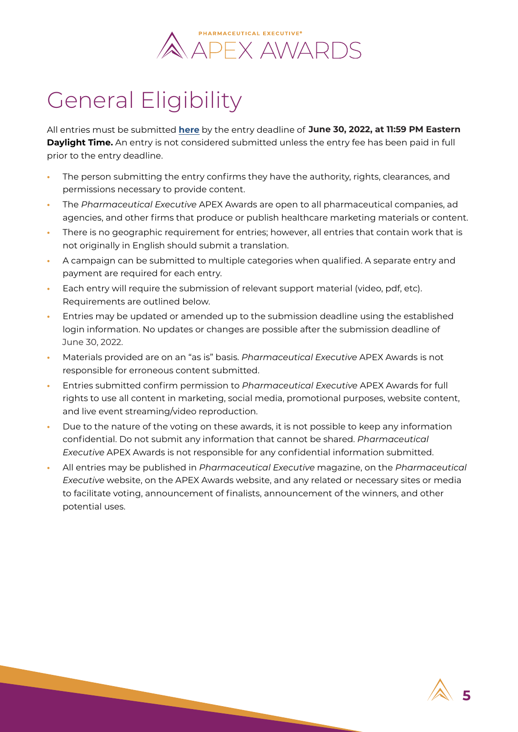# General Eligibility

All entries must be submitted **here** by the entry deadline of **June 30, 2022, at 11:59 PM Eastern Daylight Time.** An entry is not considered submitted unless the entry fee has been paid in full prior to the entry deadline.

- The person submitting the entry confirms they have the authority, rights, clearances, and permissions necessary to provide content.
- The *Pharmaceutical Executive* APEX Awards are open to all pharmaceutical companies, ad agencies, and other firms that produce or publish healthcare marketing materials or content.
- There is no geographic requirement for entries; however, all entries that contain work that is not originally in English should submit a translation.
- A campaign can be submitted to multiple categories when qualified. A separate entry and payment are required for each entry.
- Each entry will require the submission of relevant support material (video, pdf, etc). Requirements are outlined below.
- Entries may be updated or amended up to the submission deadline using the established login information. No updates or changes are possible after the submission deadline of June 30, 2022.
- Materials provided are on an "as is" basis. *Pharmaceutical Executive* APEX Awards is not responsible for erroneous content submitted.
- Entries submitted confirm permission to *Pharmaceutical Executive* APEX Awards for full rights to use all content in marketing, social media, promotional purposes, website content, and live event streaming/video reproduction.
- Due to the nature of the voting on these awards, it is not possible to keep any information confidential. Do not submit any information that cannot be shared. *Pharmaceutical Executive* APEX Awards is not responsible for any confidential information submitted.
- All entries may be published in *Pharmaceutical Executive* magazine, on the *Pharmaceutical Executive* website, on the APEX Awards website, and any related or necessary sites or media to facilitate voting, announcement of finalists, announcement of the winners, and other potential uses.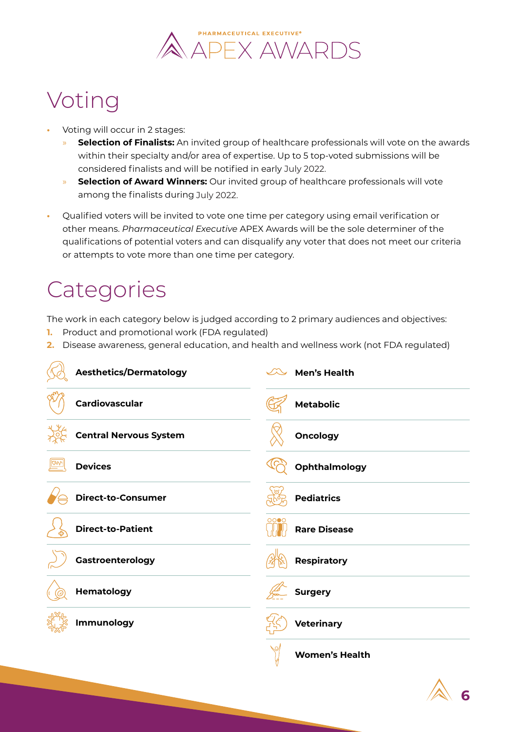# Voting

- Voting will occur in 2 stages:
  - **Selection of Finalists:** An invited group of healthcare professionals will vote on the awards within their specialty and/or area of expertise. Up to 5 top-voted submissions will be considered finalists and will be notified in early July 2022.
  - **Selection of Award Winners:** Our invited group of healthcare professionals will vote among the finalists during July 2022.
- Qualified voters will be invited to vote one time per category using email verification or other means. *Pharmaceutical Executive* APEX Awards will be the sole determiner of the qualifications of potential voters and can disqualify any voter that does not meet our criteria or attempts to vote more than one time per category.

# Categories

The work in each category below is judged according to 2 primary audiences and objectives:

1. Product and promotional work (FDA regulated)
2. Disease awareness, general education, and health and wellness work (not FDA regulated)

- **Aesthetics/Dermatology**
- **Cardiovascular**
- **Central Nervous System**
- **Devices**
- **Direct-to-Consumer**
- **Direct-to-Patient**
- **Gastroenterology**
- **Hematology**
- **Immunology**
- **Men's Health**
- **Metabolic**
- **Oncology**
- **Ophthalmology**
- **Pediatrics**
- **Rare Disease**
- **Respiratory**
- **Surgery**
- **Veterinary**
- **Women's Health**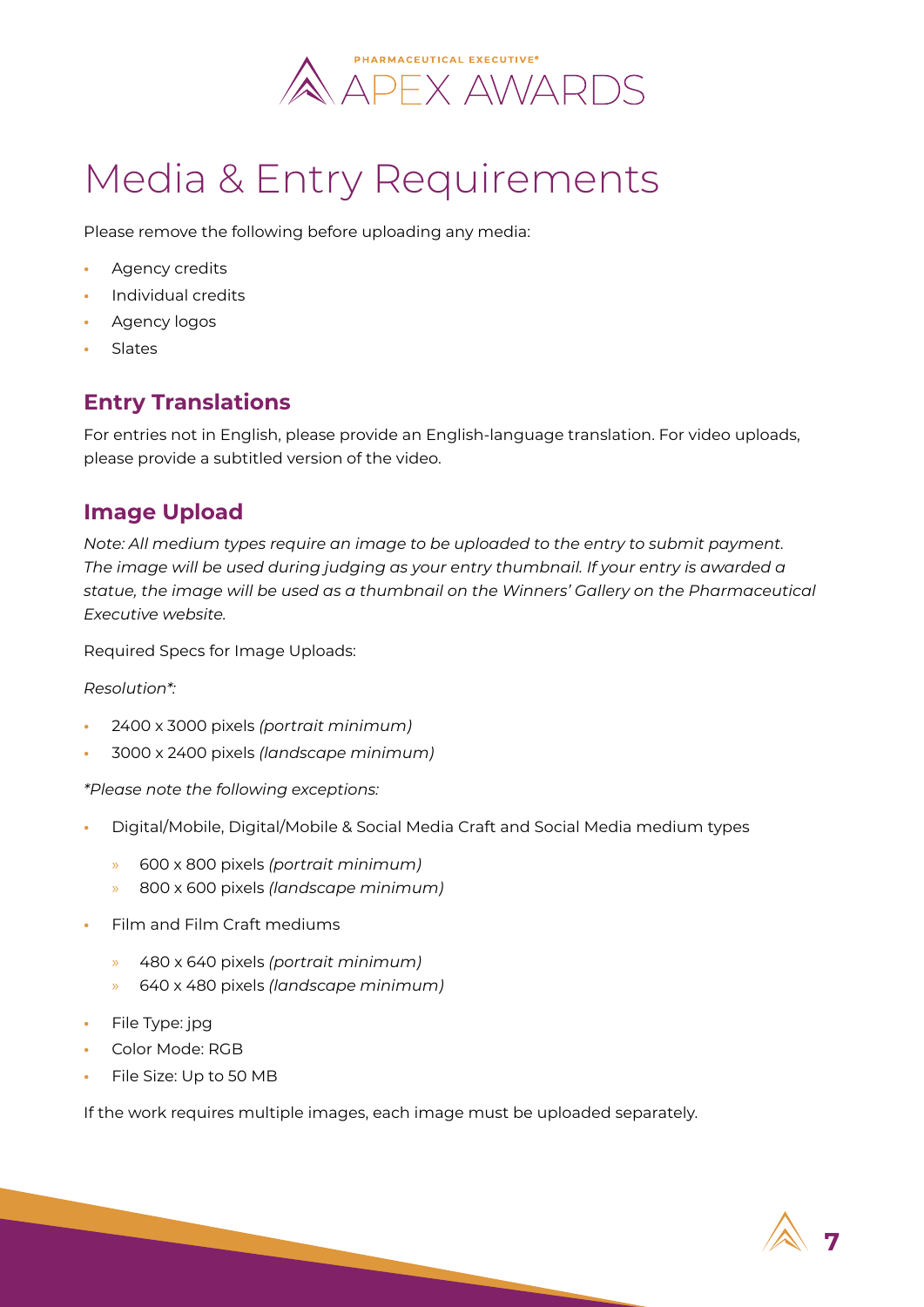# Media & Entry Requirements

Please remove the following before uploading any media:

- Agency credits
- Individual credits
- Agency logos
- Slates

## Entry Translations

For entries not in English, please provide an English-language translation. For video uploads, please provide a subtitled version of the video.

## Image Upload

*Note: All medium types require an image to be uploaded to the entry to submit payment. The image will be used during judging as your entry thumbnail. If your entry is awarded a statue, the image will be used as a thumbnail on the Winners' Gallery on the Pharmaceutical Executive website.*

Required Specs for Image Uploads:

*Resolution*:*

- 2400 x 3000 pixels *(portrait minimum)*
- 3000 x 2400 pixels *(landscape minimum)*

**Please note the following exceptions:*

- Digital/Mobile, Digital/Mobile & Social Media Craft and Social Media medium types
  - 600 x 800 pixels *(portrait minimum)*
  - 800 x 600 pixels *(landscape minimum)*
- Film and Film Craft mediums
  - 480 x 640 pixels *(portrait minimum)*
  - 640 x 480 pixels *(landscape minimum)*
- File Type: jpg
- Color Mode: RGB
- File Size: Up to 50 MB

If the work requires multiple images, each image must be uploaded separately.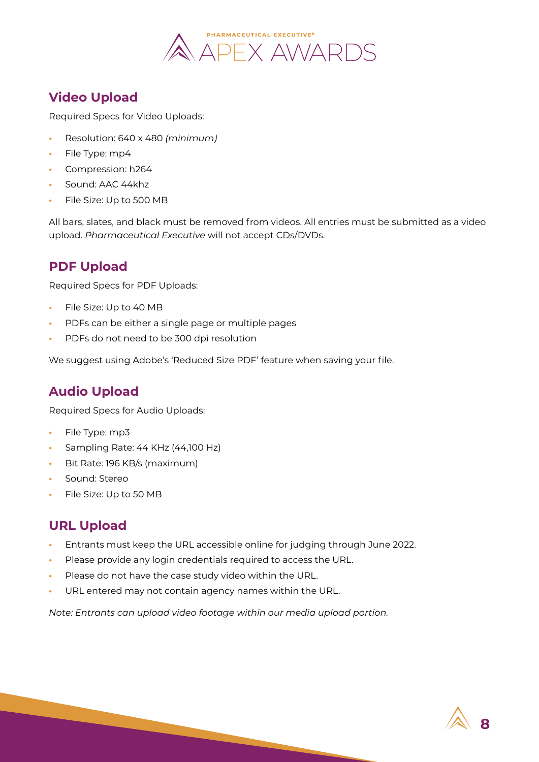## Video Upload

Required Specs for Video Uploads:

- Resolution: 640 x 480 *(minimum)*
- File Type: mp4
- Compression: h264
- Sound: AAC 44khz
- File Size: Up to 500 MB

All bars, slates, and black must be removed from videos. All entries must be submitted as a video upload. *Pharmaceutical Executive* will not accept CDs/DVDs.

## PDF Upload

Required Specs for PDF Uploads:

- File Size: Up to 40 MB
- PDFs can be either a single page or multiple pages
- PDFs do not need to be 300 dpi resolution

We suggest using Adobe's 'Reduced Size PDF' feature when saving your file.

## Audio Upload

Required Specs for Audio Uploads:

- File Type: mp3
- Sampling Rate: 44 KHz (44,100 Hz)
- Bit Rate: 196 KB/s (maximum)
- Sound: Stereo
- File Size: Up to 50 MB

## URL Upload

- Entrants must keep the URL accessible online for judging through June 2022.
- Please provide any login credentials required to access the URL.
- Please do not have the case study video within the URL.
- URL entered may not contain agency names within the URL.

*Note: Entrants can upload video footage within our media upload portion.*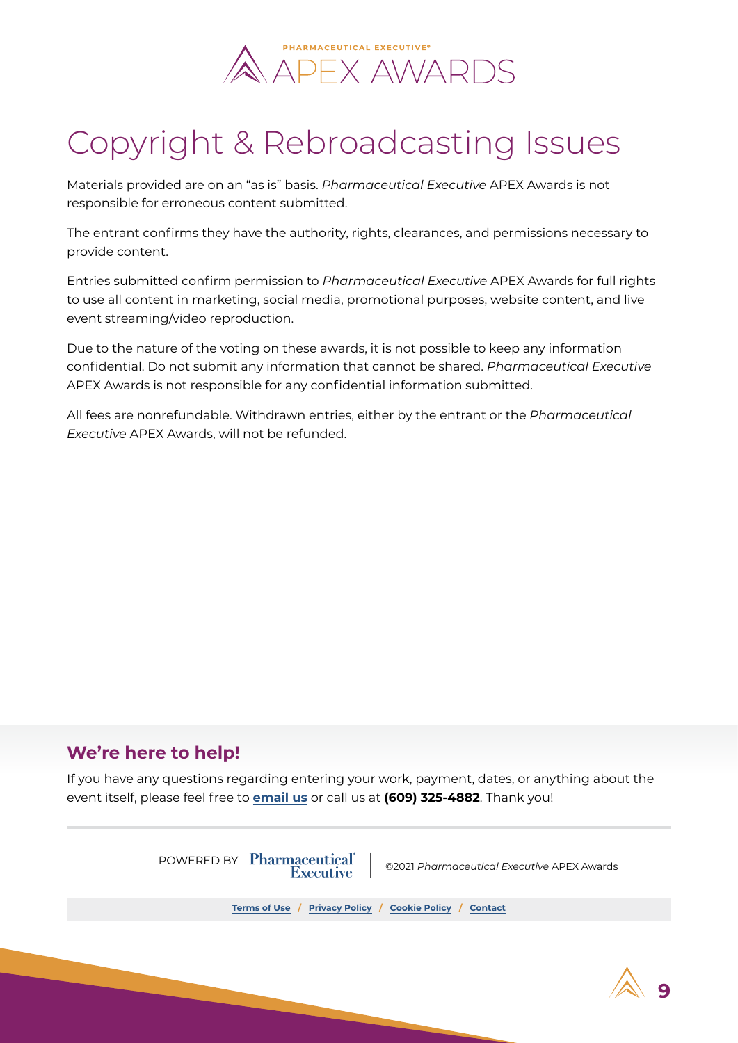# Copyright & Rebroadcasting Issues

Materials provided are on an "as is" basis. *Pharmaceutical Executive* APEX Awards is not responsible for erroneous content submitted.

The entrant confirms they have the authority, rights, clearances, and permissions necessary to provide content.

Entries submitted confirm permission to *Pharmaceutical Executive* APEX Awards for full rights to use all content in marketing, social media, promotional purposes, website content, and live event streaming/video reproduction.

Due to the nature of the voting on these awards, it is not possible to keep any information confidential. Do not submit any information that cannot be shared. *Pharmaceutical Executive* APEX Awards is not responsible for any confidential information submitted.

All fees are nonrefundable. Withdrawn entries, either by the entrant or the *Pharmaceutical Executive* APEX Awards, will not be refunded.

## We're here to help!

If you have any questions regarding entering your work, payment, dates, or anything about the event itself, please feel free to **email us** or call us at **(609) 325-4882**. Thank you!

POWERED BY Pharmaceutical Executive | ©2021 *Pharmaceutical Executive* APEX Awards

Terms of Use / Privacy Policy / Cookie Policy / Contact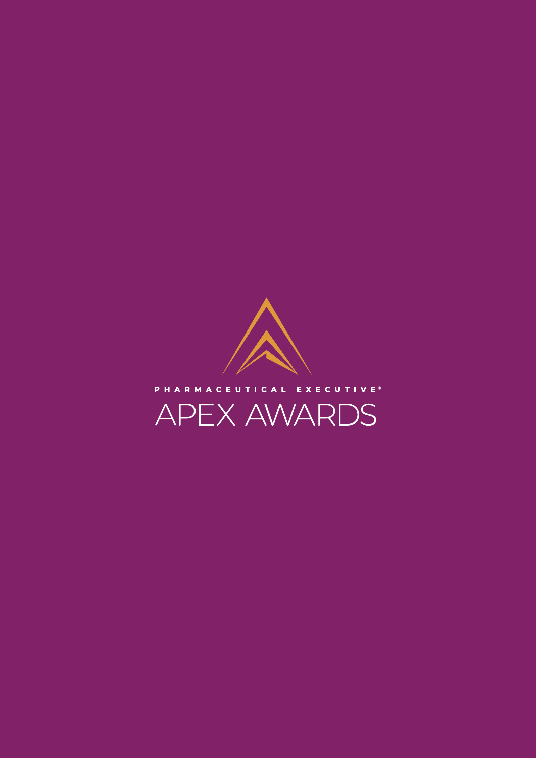PHARMACEUTICAL EXECUTIVE®

APEX AWARDS